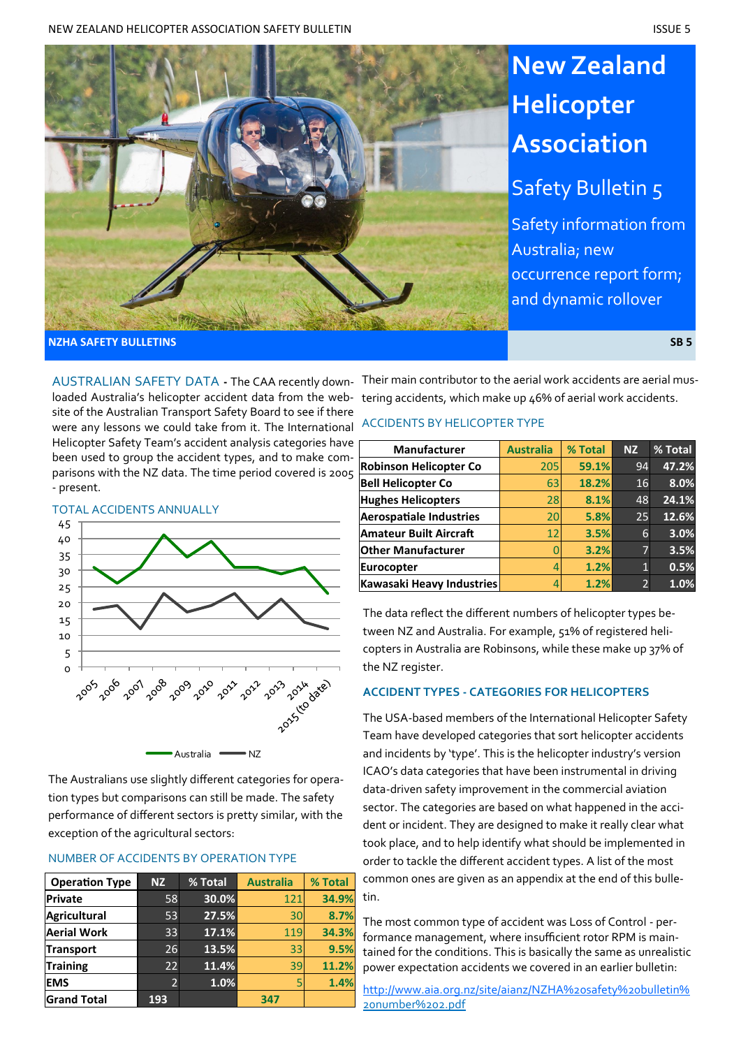# New Zealand Helicopter Association

## Safety Bulletin 5

Safety information from Australia; new occurrence report form; and dynamic rollover

**NZHA SAFETY BULLETINS** **SB 5**

AUSTRALIAN SAFETY DATA - The CAA recently downloaded Australia's helicopter accident data from the website of the Australian Transport Safety Board to see if there were any lessons we could take from it. The International Helicopter Safety Team's accident analysis categories have been used to group the accident types, and to make comparisons with the NZ data. The time period covered is 2005 - present.

### TOTAL ACCIDENTS ANNUALLY

| Year | Australia | NZ |
|---|---|---|
| 2005 | 31 | 18 |
| 2006 | 26 | 19 |
| 2007 | 31 | 12 |
| 2008 | 41 | 23 |
| 2009 | 34 | 17 |
| 2010 | 39 | 19 |
| 2011 | 31 | 23 |
| 2012 | 31 | 15 |
| 2013 | 29 | 21 |
| 2014 | 31 | 14 |
| 2015 (to date) | 23 | 12 |

The Australians use slightly different categories for operation types but comparisons can still be made. The safety performance of different sectors is pretty similar, with the exception of the agricultural sectors:

### NUMBER OF ACCIDENTS BY OPERATION TYPE

| Operation Type | NZ | % Total | Australia | % Total |
|---|---|---|---|---|
| Private | 58 | 30.0% | 121 | 34.9% |
| Agricultural | 53 | 27.5% | 30 | 8.7% |
| Aerial Work | 33 | 17.1% | 119 | 34.3% |
| Transport | 26 | 13.5% | 33 | 9.5% |
| Training | 22 | 11.4% | 39 | 11.2% |
| EMS | 2 | 1.0% | 5 | 1.4% |
| Grand Total | 193 | | 347 | |

Their main contributor to the aerial work accidents are aerial mustering accidents, which make up 46% of aerial work accidents.

### ACCIDENTS BY HELICOPTER TYPE

| Manufacturer | Australia | % Total | NZ | % Total |
|---|---|---|---|---|
| Robinson Helicopter Co | 205 | 59.1% | 94 | 47.2% |
| Bell Helicopter Co | 63 | 18.2% | 16 | 8.0% |
| Hughes Helicopters | 28 | 8.1% | 48 | 24.1% |
| Aerospatiale Industries | 20 | 5.8% | 25 | 12.6% |
| Amateur Built Aircraft | 12 | 3.5% | 6 | 3.0% |
| Other Manufacturer | 0 | 3.2% | 7 | 3.5% |
| Eurocopter | 4 | 1.2% | 1 | 0.5% |
| Kawasaki Heavy Industries | 4 | 1.2% | 2 | 1.0% |

The data reflect the different numbers of helicopter types between NZ and Australia. For example, 51% of registered helicopters in Australia are Robinsons, while these make up 37% of the NZ register.

### ACCIDENT TYPES - CATEGORIES FOR HELICOPTERS

The USA-based members of the International Helicopter Safety Team have developed categories that sort helicopter accidents and incidents by 'type'. This is the helicopter industry's version ICAO's data categories that have been instrumental in driving data-driven safety improvement in the commercial aviation sector. The categories are based on what happened in the accident or incident. They are designed to make it really clear what took place, and to help identify what should be implemented in order to tackle the different accident types. A list of the most common ones are given as an appendix at the end of this bulletin.

The most common type of accident was Loss of Control - performance management, where insufficient rotor RPM is maintained for the conditions. This is basically the same as unrealistic power expectation accidents we covered in an earlier bulletin:

http://www.aia.org.nz/site/aianz/NZHA%20safety%20bulletin%20number%202.pdf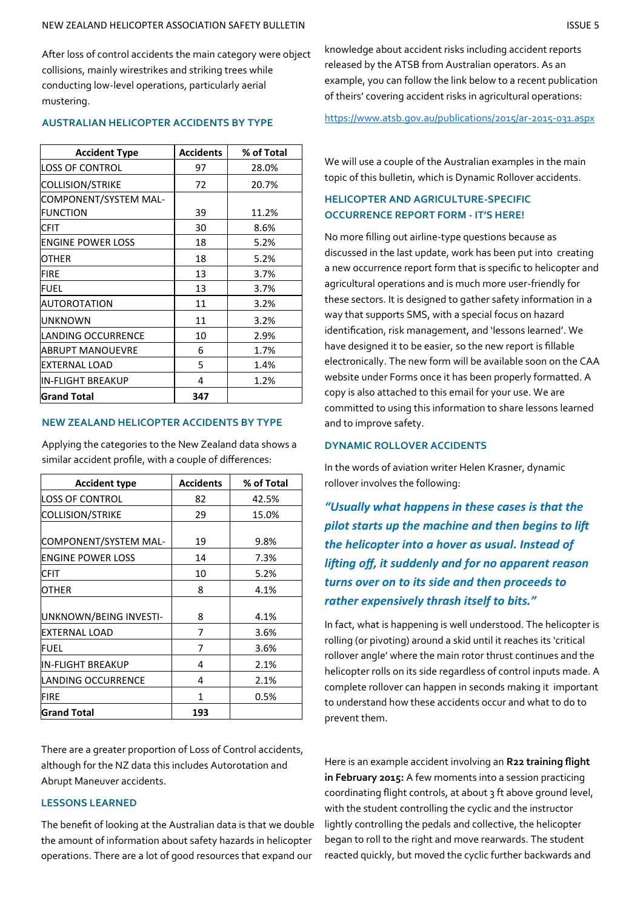After loss of control accidents the main category were object collisions, mainly wirestrikes and striking trees while conducting low-level operations, particularly aerial mustering.

### AUSTRALIAN HELICOPTER ACCIDENTS BY TYPE

| Accident Type | Accidents | % of Total |
|---|---|---|
| LOSS OF CONTROL | 97 | 28.0% |
| COLLISION/STRIKE | 72 | 20.7% |
| COMPONENT/SYSTEM MAL-FUNCTION | 39 | 11.2% |
| CFIT | 30 | 8.6% |
| ENGINE POWER LOSS | 18 | 5.2% |
| OTHER | 18 | 5.2% |
| FIRE | 13 | 3.7% |
| FUEL | 13 | 3.7% |
| AUTOROTATION | 11 | 3.2% |
| UNKNOWN | 11 | 3.2% |
| LANDING OCCURRENCE | 10 | 2.9% |
| ABRUPT MANOUEVRE | 6 | 1.7% |
| EXTERNAL LOAD | 5 | 1.4% |
| IN-FLIGHT BREAKUP | 4 | 1.2% |
| **Grand Total** | **347** | |

### NEW ZEALAND HELICOPTER ACCIDENTS BY TYPE

Applying the categories to the New Zealand data shows a similar accident profile, with a couple of differences:

| Accident type | Accidents | % of Total |
|---|---|---|
| LOSS OF CONTROL | 82 | 42.5% |
| COLLISION/STRIKE | 29 | 15.0% |
| COMPONENT/SYSTEM MAL- | 19 | 9.8% |
| ENGINE POWER LOSS | 14 | 7.3% |
| CFIT | 10 | 5.2% |
| OTHER | 8 | 4.1% |
| UNKNOWN/BEING INVESTI- | 8 | 4.1% |
| EXTERNAL LOAD | 7 | 3.6% |
| FUEL | 7 | 3.6% |
| IN-FLIGHT BREAKUP | 4 | 2.1% |
| LANDING OCCURRENCE | 4 | 2.1% |
| FIRE | 1 | 0.5% |
| **Grand Total** | **193** | |

There are a greater proportion of Loss of Control accidents, although for the NZ data this includes Autorotation and Abrupt Maneuver accidents.

### LESSONS LEARNED

The benefit of looking at the Australian data is that we double the amount of information about safety hazards in helicopter operations. There are a lot of good resources that expand our knowledge about accident risks including accident reports released by the ATSB from Australian operators. As an example, you can follow the link below to a recent publication of theirs' covering accident risks in agricultural operations:

https://www.atsb.gov.au/publications/2015/ar-2015-031.aspx

We will use a couple of the Australian examples in the main topic of this bulletin, which is Dynamic Rollover accidents.

### HELICOPTER AND AGRICULTURE-SPECIFIC OCCURRENCE REPORT FORM - IT'S HERE!

No more filling out airline-type questions because as discussed in the last update, work has been put into creating a new occurrence report form that is specific to helicopter and agricultural operations and is much more user-friendly for these sectors. It is designed to gather safety information in a way that supports SMS, with a special focus on hazard identification, risk management, and 'lessons learned'. We have designed it to be easier, so the new report is fillable electronically. The new form will be available soon on the CAA website under Forms once it has been properly formatted. A copy is also attached to this email for your use. We are committed to using this information to share lessons learned and to improve safety.

### DYNAMIC ROLLOVER ACCIDENTS

In the words of aviation writer Helen Krasner, dynamic rollover involves the following:

***"Usually what happens in these cases is that the pilot starts up the machine and then begins to lift the helicopter into a hover as usual. Instead of lifting off, it suddenly and for no apparent reason turns over on to its side and then proceeds to rather expensively thrash itself to bits."***

In fact, what is happening is well understood. The helicopter is rolling (or pivoting) around a skid until it reaches its 'critical rollover angle' where the main rotor thrust continues and the helicopter rolls on its side regardless of control inputs made. A complete rollover can happen in seconds making it important to understand how these accidents occur and what to do to prevent them.

Here is an example accident involving an **R22 training flight in February 2015:** A few moments into a session practicing coordinating flight controls, at about 3 ft above ground level, with the student controlling the cyclic and the instructor lightly controlling the pedals and collective, the helicopter began to roll to the right and move rearwards. The student reacted quickly, but moved the cyclic further backwards and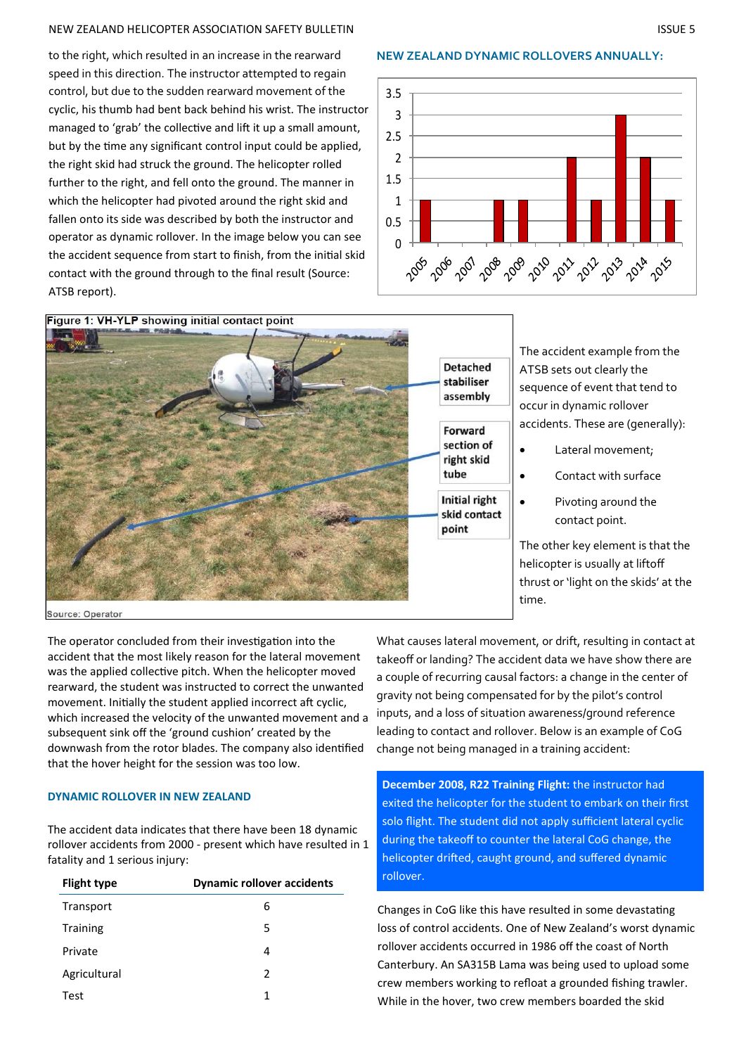to the right, which resulted in an increase in the rearward speed in this direction. The instructor attempted to regain control, but due to the sudden rearward movement of the cyclic, his thumb had bent back behind his wrist. The instructor managed to 'grab' the collective and lift it up a small amount, but by the time any significant control input could be applied, the right skid had struck the ground. The helicopter rolled further to the right, and fell onto the ground. The manner in which the helicopter had pivoted around the right skid and fallen onto its side was described by both the instructor and operator as dynamic rollover. In the image below you can see the accident sequence from start to finish, from the initial skid contact with the ground through to the final result (Source: ATSB report).

### NEW ZEALAND DYNAMIC ROLLOVERS ANNUALLY:

| Year | Dynamic rollovers |
|---|---|
| 2005 | 1 |
| 2006 | 0 |
| 2007 | 0 |
| 2008 | 1 |
| 2009 | 1 |
| 2010 | 0 |
| 2011 | 2 |
| 2012 | 1 |
| 2013 | 3 |
| 2014 | 2 |
| 2015 | 1 |

**Figure 1: VH-YLP showing initial contact point**

Detached stabiliser assembly

Forward section of right skid tube

Initial right skid contact point

Source: Operator

The accident example from the ATSB sets out clearly the sequence of event that tend to occur in dynamic rollover accidents. These are (generally):

- Lateral movement;
- Contact with surface
- Pivoting around the contact point.

The other key element is that the helicopter is usually at liftoff thrust or 'light on the skids' at the time.

The operator concluded from their investigation into the accident that the most likely reason for the lateral movement was the applied collective pitch. When the helicopter moved rearward, the student was instructed to correct the unwanted movement. Initially the student applied incorrect aft cyclic, which increased the velocity of the unwanted movement and a subsequent sink off the 'ground cushion' created by the downwash from the rotor blades. The company also identified that the hover height for the session was too low.

### DYNAMIC ROLLOVER IN NEW ZEALAND

The accident data indicates that there have been 18 dynamic rollover accidents from 2000 - present which have resulted in 1 fatality and 1 serious injury:

| Flight type | Dynamic rollover accidents |
|---|---|
| Transport | 6 |
| Training | 5 |
| Private | 4 |
| Agricultural | 2 |
| Test | 1 |

What causes lateral movement, or drift, resulting in contact at takeoff or landing? The accident data we have show there are a couple of recurring causal factors: a change in the center of gravity not being compensated for by the pilot's control inputs, and a loss of situation awareness/ground reference leading to contact and rollover. Below is an example of CoG change not being managed in a training accident:

**December 2008, R22 Training Flight:** the instructor had exited the helicopter for the student to embark on their first solo flight. The student did not apply sufficient lateral cyclic during the takeoff to counter the lateral CoG change, the helicopter drifted, caught ground, and suffered dynamic rollover.

Changes in CoG like this have resulted in some devastating loss of control accidents. One of New Zealand's worst dynamic rollover accidents occurred in 1986 off the coast of North Canterbury. An SA315B Lama was being used to upload some crew members working to refloat a grounded fishing trawler. While in the hover, two crew members boarded the skid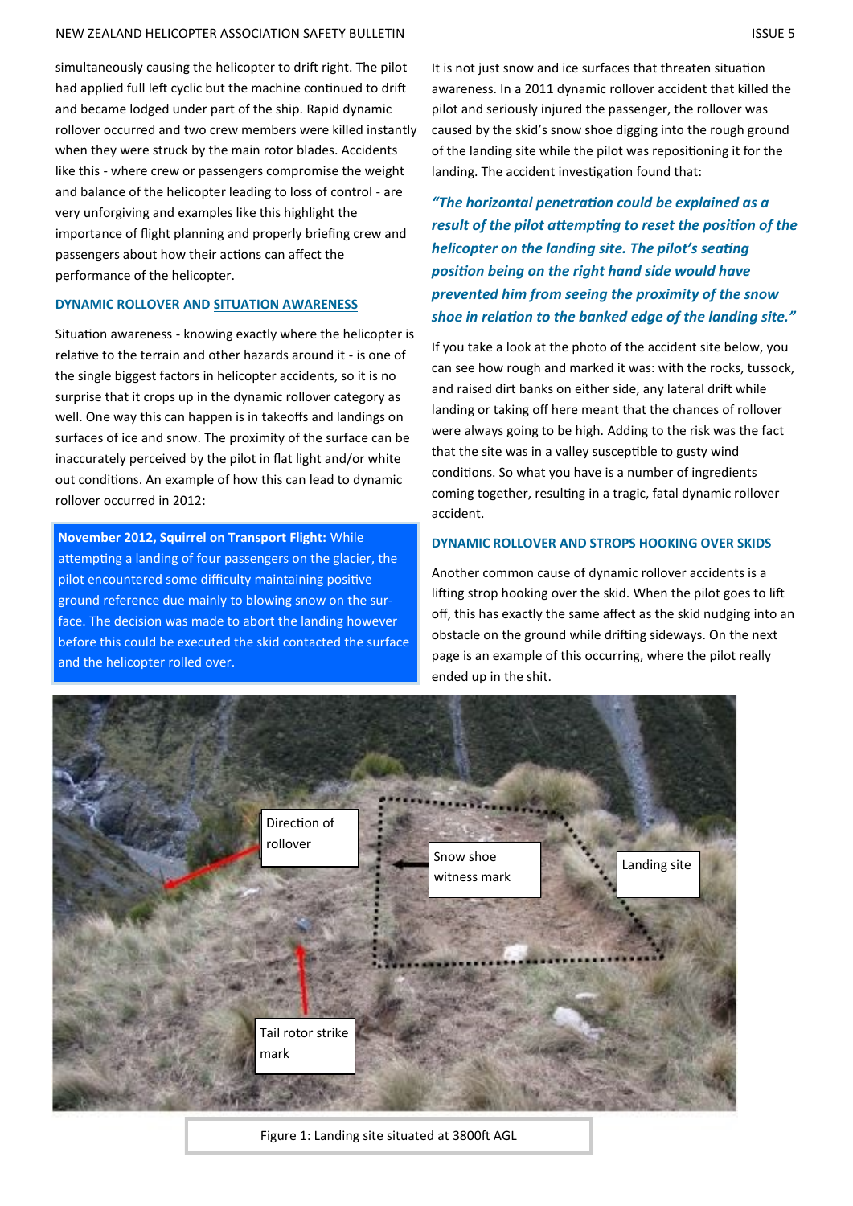simultaneously causing the helicopter to drift right. The pilot had applied full left cyclic but the machine continued to drift and became lodged under part of the ship. Rapid dynamic rollover occurred and two crew members were killed instantly when they were struck by the main rotor blades. Accidents like this - where crew or passengers compromise the weight and balance of the helicopter leading to loss of control - are very unforgiving and examples like this highlight the importance of flight planning and properly briefing crew and passengers about how their actions can affect the performance of the helicopter.

### DYNAMIC ROLLOVER AND SITUATION AWARENESS

Situation awareness - knowing exactly where the helicopter is relative to the terrain and other hazards around it - is one of the single biggest factors in helicopter accidents, so it is no surprise that it crops up in the dynamic rollover category as well. One way this can happen is in takeoffs and landings on surfaces of ice and snow. The proximity of the surface can be inaccurately perceived by the pilot in flat light and/or white out conditions. An example of how this can lead to dynamic rollover occurred in 2012:

> **November 2012, Squirrel on Transport Flight:** While attempting a landing of four passengers on the glacier, the pilot encountered some difficulty maintaining positive ground reference due mainly to blowing snow on the surface. The decision was made to abort the landing however before this could be executed the skid contacted the surface and the helicopter rolled over.

It is not just snow and ice surfaces that threaten situation awareness. In a 2011 dynamic rollover accident that killed the pilot and seriously injured the passenger, the rollover was caused by the skid's snow shoe digging into the rough ground of the landing site while the pilot was repositioning it for the landing. The accident investigation found that:

***"The horizontal penetration could be explained as a result of the pilot attempting to reset the position of the helicopter on the landing site. The pilot's seating position being on the right hand side would have prevented him from seeing the proximity of the snow shoe in relation to the banked edge of the landing site."***

If you take a look at the photo of the accident site below, you can see how rough and marked it was: with the rocks, tussock, and raised dirt banks on either side, any lateral drift while landing or taking off here meant that the chances of rollover were always going to be high. Adding to the risk was the fact that the site was in a valley susceptible to gusty wind conditions. So what you have is a number of ingredients coming together, resulting in a tragic, fatal dynamic rollover accident.

### DYNAMIC ROLLOVER AND STROPS HOOKING OVER SKIDS

Another common cause of dynamic rollover accidents is a lifting strop hooking over the skid. When the pilot goes to lift off, this has exactly the same affect as the skid nudging into an obstacle on the ground while drifting sideways. On the next page is an example of this occurring, where the pilot really ended up in the shit.

Direction of rollover

Snow shoe witness mark

Landing site

Tail rotor strike mark

Figure 1: Landing site situated at 3800ft AGL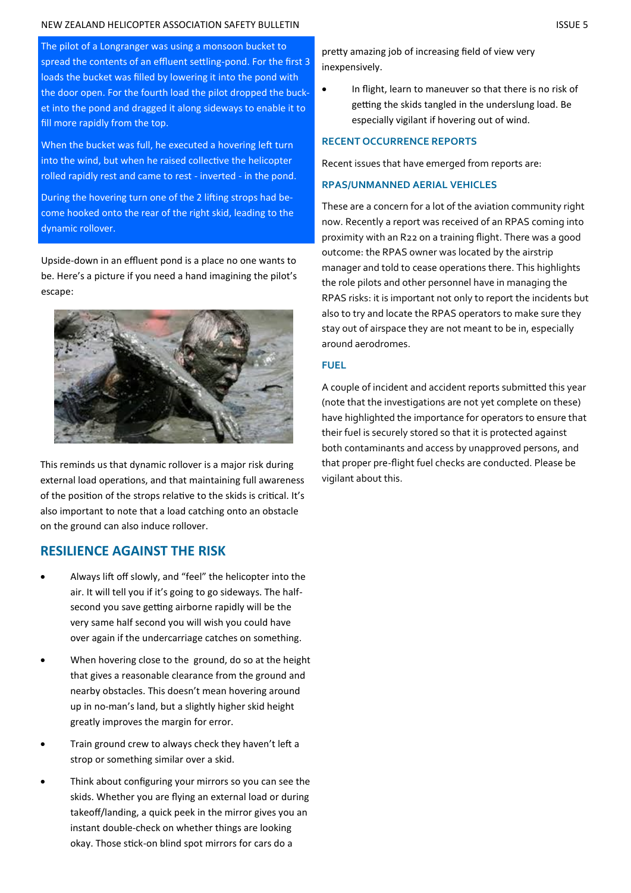The pilot of a Longranger was using a monsoon bucket to spread the contents of an effluent settling-pond. For the first 3 loads the bucket was filled by lowering it into the pond with the door open. For the fourth load the pilot dropped the bucket into the pond and dragged it along sideways to enable it to fill more rapidly from the top.

When the bucket was full, he executed a hovering left turn into the wind, but when he raised collective the helicopter rolled rapidly rest and came to rest - inverted - in the pond.

During the hovering turn one of the 2 lifting strops had become hooked onto the rear of the right skid, leading to the dynamic rollover.

Upside-down in an effluent pond is a place no one wants to be. Here's a picture if you need a hand imagining the pilot's escape:

This reminds us that dynamic rollover is a major risk during external load operations, and that maintaining full awareness of the position of the strops relative to the skids is critical. It's also important to note that a load catching onto an obstacle on the ground can also induce rollover.

## RESILIENCE AGAINST THE RISK

- Always lift off slowly, and "feel" the helicopter into the air. It will tell you if it's going to go sideways. The half-second you save getting airborne rapidly will be the very same half second you will wish you could have over again if the undercarriage catches on something.
- When hovering close to the ground, do so at the height that gives a reasonable clearance from the ground and nearby obstacles. This doesn't mean hovering around up in no-man's land, but a slightly higher skid height greatly improves the margin for error.
- Train ground crew to always check they haven't left a strop or something similar over a skid.
- Think about configuring your mirrors so you can see the skids. Whether you are flying an external load or during takeoff/landing, a quick peek in the mirror gives you an instant double-check on whether things are looking okay. Those stick-on blind spot mirrors for cars do a pretty amazing job of increasing field of view very inexpensively.
- In flight, learn to maneuver so that there is no risk of getting the skids tangled in the underslung load. Be especially vigilant if hovering out of wind.

## RECENT OCCURRENCE REPORTS

Recent issues that have emerged from reports are:

### RPAS/UNMANNED AERIAL VEHICLES

These are a concern for a lot of the aviation community right now. Recently a report was received of an RPAS coming into proximity with an R22 on a training flight. There was a good outcome: the RPAS owner was located by the airstrip manager and told to cease operations there. This highlights the role pilots and other personnel have in managing the RPAS risks: it is important not only to report the incidents but also to try and locate the RPAS operators to make sure they stay out of airspace they are not meant to be in, especially around aerodromes.

### FUEL

A couple of incident and accident reports submitted this year (note that the investigations are not yet complete on these) have highlighted the importance for operators to ensure that their fuel is securely stored so that it is protected against both contaminants and access by unapproved persons, and that proper pre-flight fuel checks are conducted. Please be vigilant about this.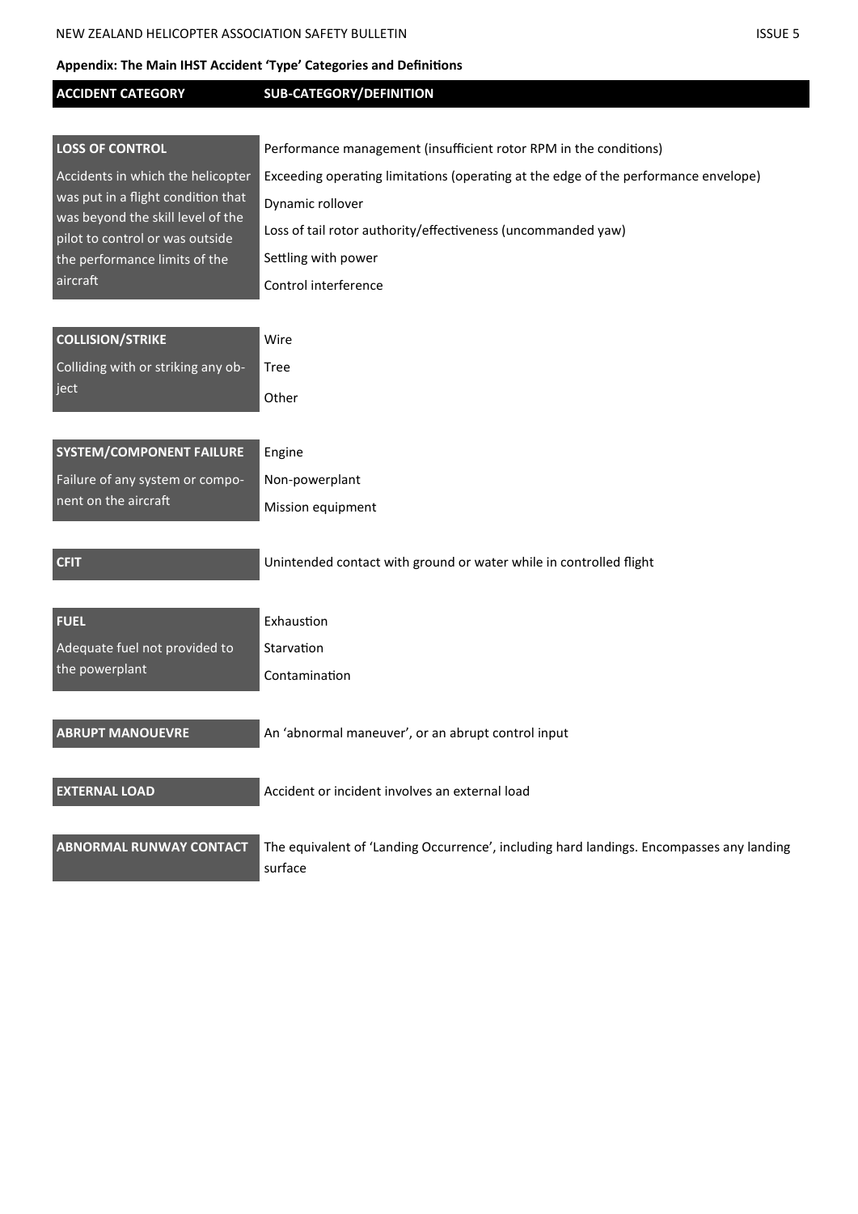**Appendix: The Main IHST Accident 'Type' Categories and Definitions**

| ACCIDENT CATEGORY | SUB-CATEGORY/DEFINITION |
|---|---|
| **LOSS OF CONTROL**<br>Accidents in which the helicopter was put in a flight condition that was beyond the skill level of the pilot to control or was outside the performance limits of the aircraft | Performance management (insufficient rotor RPM in the conditions)<br>Exceeding operating limitations (operating at the edge of the performance envelope)<br>Dynamic rollover<br>Loss of tail rotor authority/effectiveness (uncommanded yaw)<br>Settling with power<br>Control interference |
| **COLLISION/STRIKE**<br>Colliding with or striking any object | Wire<br>Tree<br>Other |
| **SYSTEM/COMPONENT FAILURE**<br>Failure of any system or component on the aircraft | Engine<br>Non-powerplant<br>Mission equipment |
| **CFIT** | Unintended contact with ground or water while in controlled flight |
| **FUEL**<br>Adequate fuel not provided to the powerplant | Exhaustion<br>Starvation<br>Contamination |
| **ABRUPT MANOUEVRE** | An 'abnormal maneuver', or an abrupt control input |
| **EXTERNAL LOAD** | Accident or incident involves an external load |
| **ABNORMAL RUNWAY CONTACT** | The equivalent of 'Landing Occurrence', including hard landings. Encompasses any landing surface |